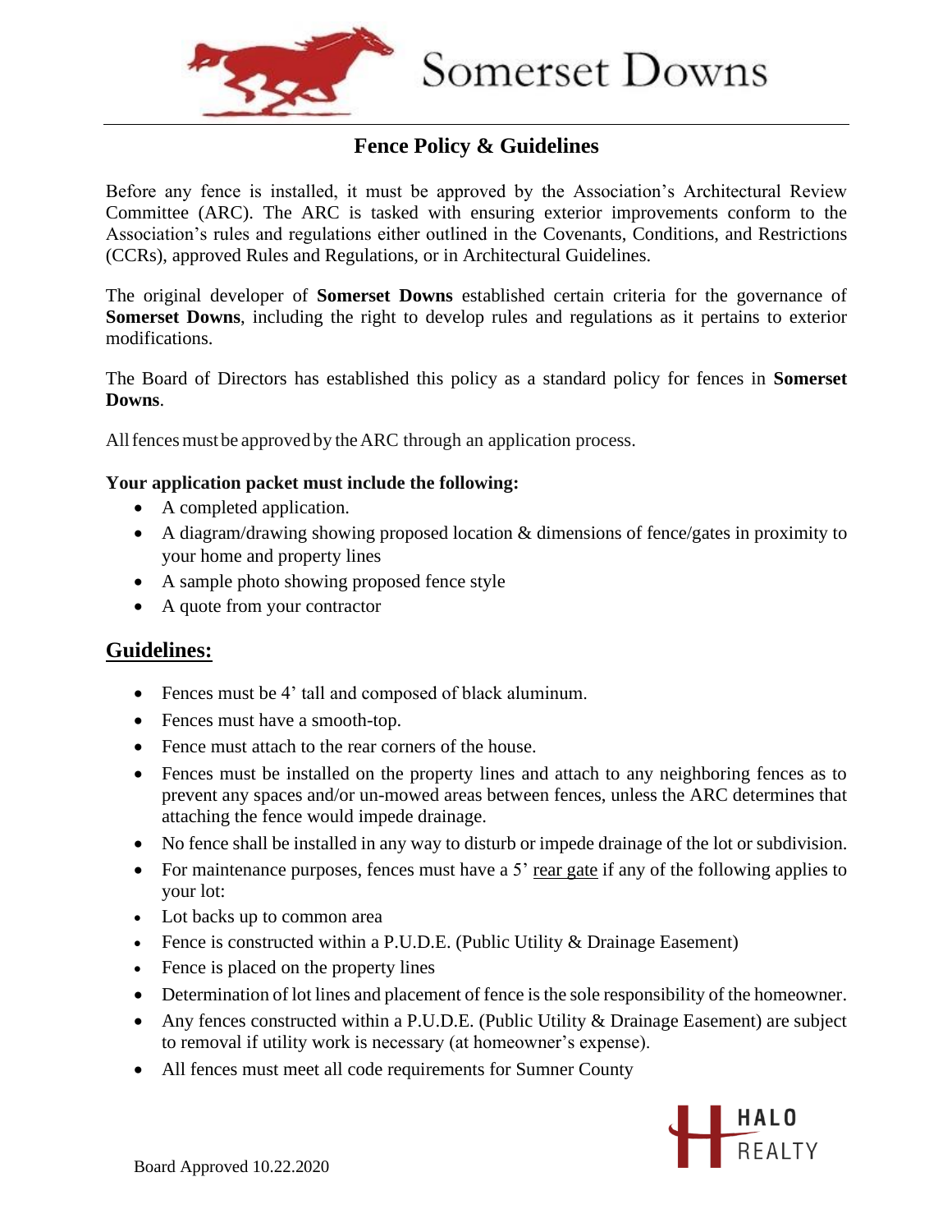Somerset Downs

## Fence Policy & Guidelines

Before any fence is installed, it must be approved by the Association's Architectural Review Committee (ARC). The ARC is tasked with ensuring exterior improvements conform to the Association's rules and regulations either outlined in the Covenants, Conditions, and Restrictions (CCRs), approved Rules and Regulations, or in Architectural Guidelines.

The original developer of **Somerset Downs** established certain criteria for the governance of **Somerset Downs**, including the right to develop rules and regulations as it pertains to exterior modifications.

The Board of Directors has established this policy as a standard policy for fences in **Somerset Downs**.

All fences must be approved by the ARC through an application process.

**Your application packet must include the following:**

- A completed application.
- A diagram/drawing showing proposed location & dimensions of fence/gates in proximity to your home and property lines
- A sample photo showing proposed fence style
- A quote from your contractor

## Guidelines:

- Fences must be 4' tall and composed of black aluminum.
- Fences must have a smooth-top.
- Fence must attach to the rear corners of the house.
- Fences must be installed on the property lines and attach to any neighboring fences as to prevent any spaces and/or un-mowed areas between fences, unless the ARC determines that attaching the fence would impede drainage.
- No fence shall be installed in any way to disturb or impede drainage of the lot or subdivision.
- For maintenance purposes, fences must have a 5' rear gate if any of the following applies to your lot:
- Lot backs up to common area
- Fence is constructed within a P.U.D.E. (Public Utility & Drainage Easement)
- Fence is placed on the property lines
- Determination of lot lines and placement of fence is the sole responsibility of the homeowner.
- Any fences constructed within a P.U.D.E. (Public Utility & Drainage Easement) are subject to removal if utility work is necessary (at homeowner's expense).
- All fences must meet all code requirements for Sumner County

Board Approved 10.22.2020

HALO REALTY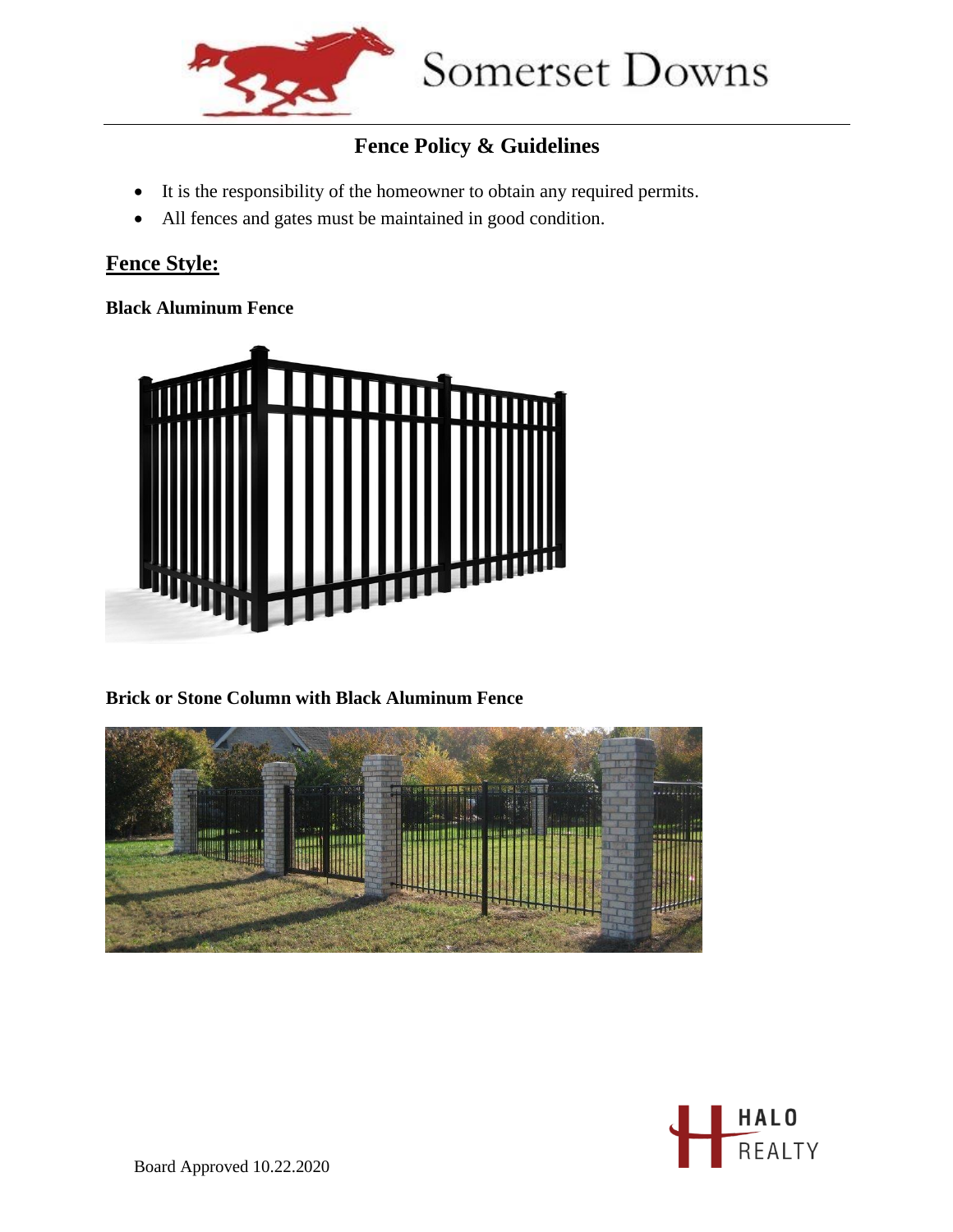# Somerset Downs

## Fence Policy & Guidelines

- It is the responsibility of the homeowner to obtain any required permits.
- All fences and gates must be maintained in good condition.

## Fence Style:

**Black Aluminum Fence**

**Brick or Stone Column with Black Aluminum Fence**

Board Approved 10.22.2020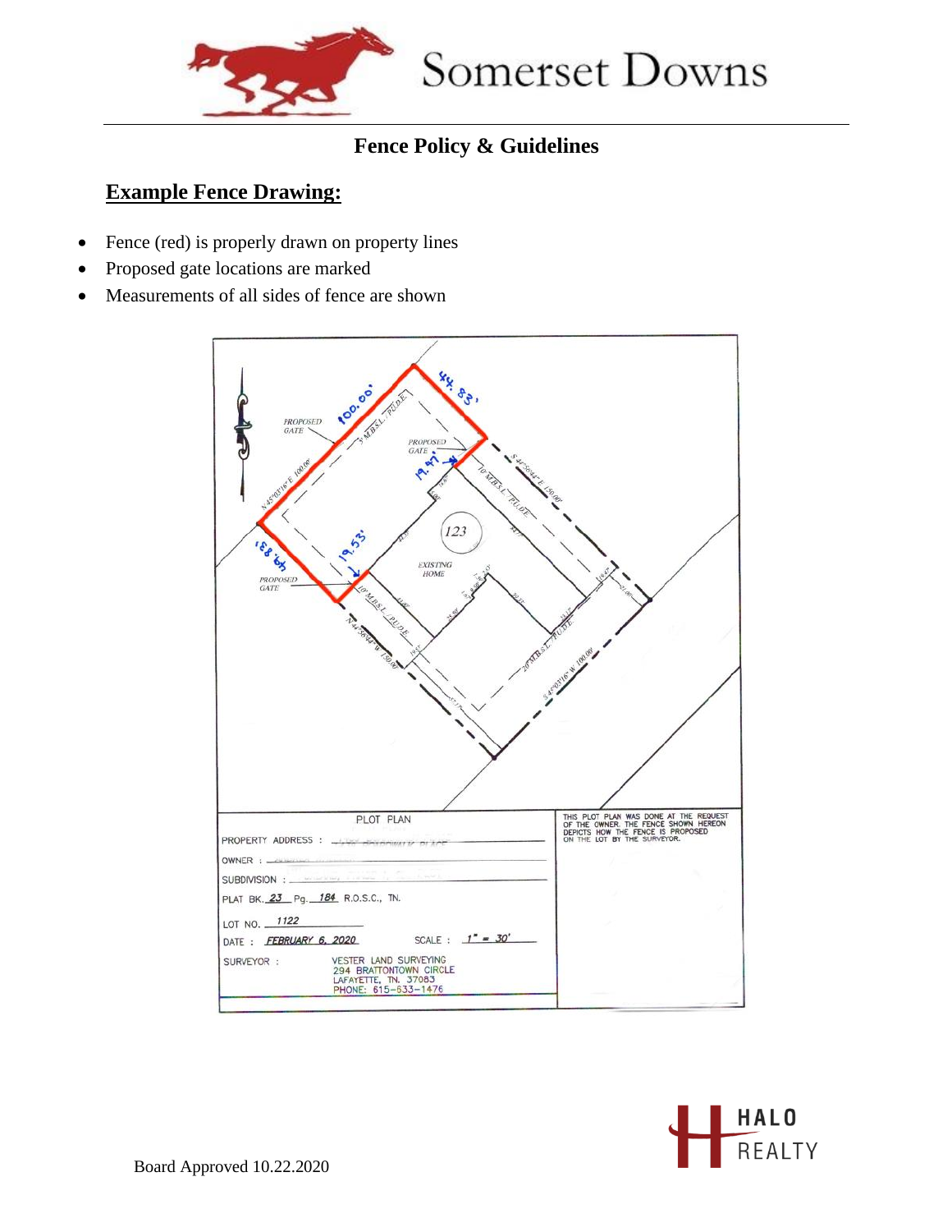# Fence Policy & Guidelines

## Example Fence Drawing:

- Fence (red) is properly drawn on property lines
- Proposed gate locations are marked
- Measurements of all sides of fence are shown

PROPOSED GATE

100.00'

44.83'

PROPOSED GATE

19.47'

5' M.B.S.L. / P.U.D.E.

N 45°03'16" E 100.00'

S 44°56'44" E 150.00'

10' M.B.S.L. / P.U.D.E.

123

EXISTING HOME

19.53'

49.83'

PROPOSED GATE

10' M.B.S.L. / P.U.D.E.

N 44°56'44" W 150.00'

20' M.B.S.L. / P.U.D.E.

S 45°03'16" W 100.00'

PLOT PLAN

PROPERTY ADDRESS :

OWNER :

SUBDIVISION :

PLAT BK. 23 Pg. 184 R.O.S.C., TN.

LOT NO. 1122

DATE : FEBRUARY 6, 2020 SCALE : 1" = 30'

SURVEYOR : VESTER LAND SURVEYING
294 BRATTONTOWN CIRCLE
LAFAYETTE, TN. 37083
PHONE: 615-633-1476

THIS PLOT PLAN WAS DONE AT THE REQUEST OF THE OWNER. THE FENCE SHOWN HEREON DEPICTS HOW THE FENCE IS PROPOSED ON THE LOT BY THE SURVEYOR.

Board Approved 10.22.2020